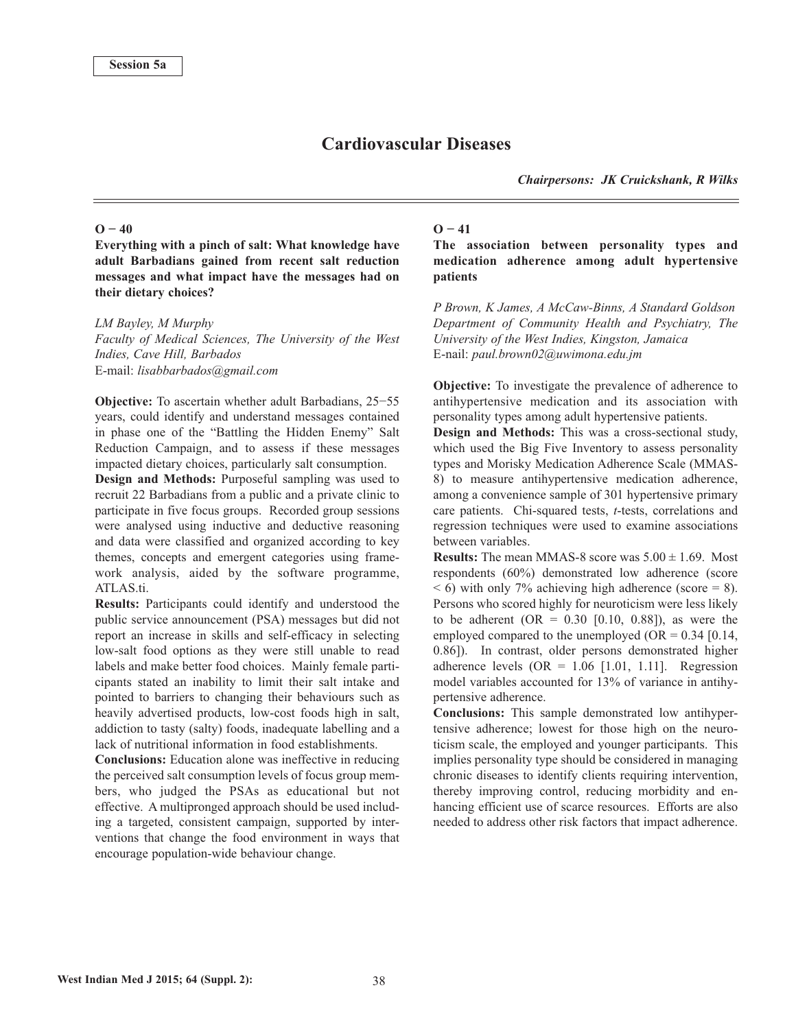Session 5a

# Cardiovascular Diseases

***Chairpersons: JK Cruickshank, R Wilks***

## O − 40

**Everything with a pinch of salt: What knowledge have adult Barbadians gained from recent salt reduction messages and what impact have the messages had on their dietary choices?**

*LM Bayley, M Murphy*
*Faculty of Medical Sciences, The University of the West Indies, Cave Hill, Barbados*
E-mail: *lisabbarbados@gmail.com*

**Objective:** To ascertain whether adult Barbadians, 25−55 years, could identify and understand messages contained in phase one of the "Battling the Hidden Enemy" Salt Reduction Campaign, and to assess if these messages impacted dietary choices, particularly salt consumption.

**Design and Methods:** Purposeful sampling was used to recruit 22 Barbadians from a public and a private clinic to participate in five focus groups. Recorded group sessions were analysed using inductive and deductive reasoning and data were classified and organized according to key themes, concepts and emergent categories using framework analysis, aided by the software programme, ATLAS.ti.

**Results:** Participants could identify and understood the public service announcement (PSA) messages but did not report an increase in skills and self-efficacy in selecting low-salt food options as they were still unable to read labels and make better food choices. Mainly female participants stated an inability to limit their salt intake and pointed to barriers to changing their behaviours such as heavily advertised products, low-cost foods high in salt, addiction to tasty (salty) foods, inadequate labelling and a lack of nutritional information in food establishments.

**Conclusions:** Education alone was ineffective in reducing the perceived salt consumption levels of focus group members, who judged the PSAs as educational but not effective. A multipronged approach should be used including a targeted, consistent campaign, supported by interventions that change the food environment in ways that encourage population-wide behaviour change.

## O − 41

**The association between personality types and medication adherence among adult hypertensive patients**

*P Brown, K James, A McCaw-Binns, A Standard Goldson*
*Department of Community Health and Psychiatry, The University of the West Indies, Kingston, Jamaica*
E-nail: *paul.brown02@uwimona.edu.jm*

**Objective:** To investigate the prevalence of adherence to antihypertensive medication and its association with personality types among adult hypertensive patients.

**Design and Methods:** This was a cross-sectional study, which used the Big Five Inventory to assess personality types and Morisky Medication Adherence Scale (MMAS-8) to measure antihypertensive medication adherence, among a convenience sample of 301 hypertensive primary care patients. Chi-squared tests, *t*-tests, correlations and regression techniques were used to examine associations between variables.

**Results:** The mean MMAS-8 score was $5.00 \pm 1.69$. Most respondents (60%) demonstrated low adherence (score $< 6$) with only 7% achieving high adherence (score = 8). Persons who scored highly for neuroticism were less likely to be adherent (OR = 0.30 [0.10, 0.88]), as were the employed compared to the unemployed (OR = 0.34 [0.14, 0.86]). In contrast, older persons demonstrated higher adherence levels (OR = 1.06 [1.01, 1.11]. Regression model variables accounted for 13% of variance in antihypertensive adherence.

**Conclusions:** This sample demonstrated low antihypertensive adherence; lowest for those high on the neuroticism scale, the employed and younger participants. This implies personality type should be considered in managing chronic diseases to identify clients requiring intervention, thereby improving control, reducing morbidity and enhancing efficient use of scarce resources. Efforts are also needed to address other risk factors that impact adherence.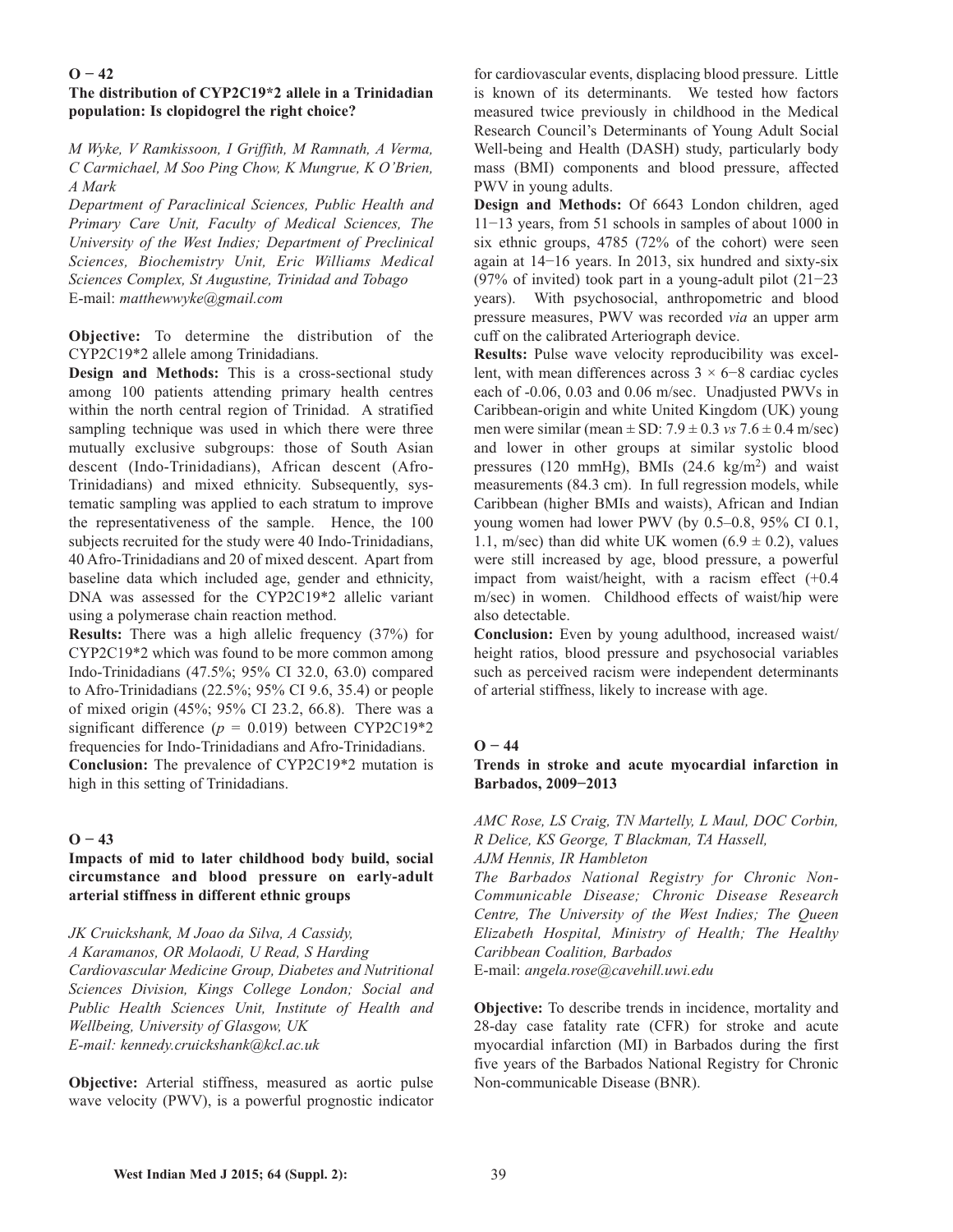## O − 42

### The distribution of CYP2C19*2 allele in a Trinidadian population: Is clopidogrel the right choice?

*M Wyke, V Ramkissoon, I Griffith, M Ramnath, A Verma, C Carmichael, M Soo Ping Chow, K Mungrue, K O'Brien, A Mark*

*Department of Paraclinical Sciences, Public Health and Primary Care Unit, Faculty of Medical Sciences, The University of the West Indies; Department of Preclinical Sciences, Biochemistry Unit, Eric Williams Medical Sciences Complex, St Augustine, Trinidad and Tobago*
E-mail: *matthewwyke@gmail.com*

**Objective:** To determine the distribution of the CYP2C19*2 allele among Trinidadians.

**Design and Methods:** This is a cross-sectional study among 100 patients attending primary health centres within the north central region of Trinidad. A stratified sampling technique was used in which there were three mutually exclusive subgroups: those of South Asian descent (Indo-Trinidadians), African descent (Afro-Trinidadians) and mixed ethnicity. Subsequently, systematic sampling was applied to each stratum to improve the representativeness of the sample. Hence, the 100 subjects recruited for the study were 40 Indo-Trinidadians, 40 Afro-Trinidadians and 20 of mixed descent. Apart from baseline data which included age, gender and ethnicity, DNA was assessed for the CYP2C19*2 allelic variant using a polymerase chain reaction method.

**Results:** There was a high allelic frequency (37%) for CYP2C19*2 which was found to be more common among Indo-Trinidadians (47.5%; 95% CI 32.0, 63.0) compared to Afro-Trinidadians (22.5%; 95% CI 9.6, 35.4) or people of mixed origin (45%; 95% CI 23.2, 66.8). There was a significant difference ($p = 0.019$) between CYP2C19*2 frequencies for Indo-Trinidadians and Afro-Trinidadians.

**Conclusion:** The prevalence of CYP2C19*2 mutation is high in this setting of Trinidadians.

## O − 43

### Impacts of mid to later childhood body build, social circumstance and blood pressure on early-adult arterial stiffness in different ethnic groups

*JK Cruickshank, M Joao da Silva, A Cassidy, A Karamanos, OR Molaodi, U Read, S Harding*

*Cardiovascular Medicine Group, Diabetes and Nutritional Sciences Division, Kings College London; Social and Public Health Sciences Unit, Institute of Health and Wellbeing, University of Glasgow, UK*
*E-mail: kennedy.cruickshank@kcl.ac.uk*

**Objective:** Arterial stiffness, measured as aortic pulse wave velocity (PWV), is a powerful prognostic indicator for cardiovascular events, displacing blood pressure. Little is known of its determinants. We tested how factors measured twice previously in childhood in the Medical Research Council's Determinants of Young Adult Social Well-being and Health (DASH) study, particularly body mass (BMI) components and blood pressure, affected PWV in young adults.

**Design and Methods:** Of 6643 London children, aged 11−13 years, from 51 schools in samples of about 1000 in six ethnic groups, 4785 (72% of the cohort) were seen again at 14−16 years. In 2013, six hundred and sixty-six (97% of invited) took part in a young-adult pilot (21−23 years). With psychosocial, anthropometric and blood pressure measures, PWV was recorded *via* an upper arm cuff on the calibrated Arteriograph device.

**Results:** Pulse wave velocity reproducibility was excellent, with mean differences across $3 \times 6−8$ cardiac cycles each of -0.06, 0.03 and 0.06 m/sec. Unadjusted PWVs in Caribbean-origin and white United Kingdom (UK) young men were similar (mean ± SD: $7.9 \pm 0.3$ *vs* $7.6 \pm 0.4$ m/sec) and lower in other groups at similar systolic blood pressures (120 mmHg), BMIs (24.6 kg/m$^2$) and waist measurements (84.3 cm). In full regression models, while Caribbean (higher BMIs and waists), African and Indian young women had lower PWV (by 0.5–0.8, 95% CI 0.1, 1.1, m/sec) than did white UK women ($6.9 \pm 0.2$), values were still increased by age, blood pressure, a powerful impact from waist/height, with a racism effect (+0.4 m/sec) in women. Childhood effects of waist/hip were also detectable.

**Conclusion:** Even by young adulthood, increased waist/height ratios, blood pressure and psychosocial variables such as perceived racism were independent determinants of arterial stiffness, likely to increase with age.

## O − 44

### Trends in stroke and acute myocardial infarction in Barbados, 2009−2013

*AMC Rose, LS Craig, TN Martelly, L Maul, DOC Corbin, R Delice, KS George, T Blackman, TA Hassell, AJM Hennis, IR Hambleton*

*The Barbados National Registry for Chronic Non-Communicable Disease; Chronic Disease Research Centre, The University of the West Indies; The Queen Elizabeth Hospital, Ministry of Health; The Healthy Caribbean Coalition, Barbados*
E-mail: *angela.rose@cavehill.uwi.edu*

**Objective:** To describe trends in incidence, mortality and 28-day case fatality rate (CFR) for stroke and acute myocardial infarction (MI) in Barbados during the first five years of the Barbados National Registry for Chronic Non-communicable Disease (BNR).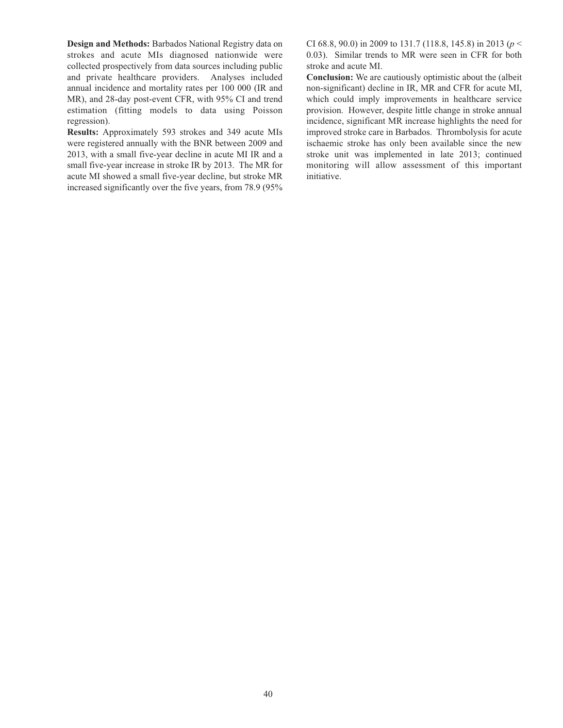**Design and Methods:** Barbados National Registry data on strokes and acute MIs diagnosed nationwide were collected prospectively from data sources including public and private healthcare providers. Analyses included annual incidence and mortality rates per 100 000 (IR and MR), and 28-day post-event CFR, with 95% CI and trend estimation (fitting models to data using Poisson regression).

**Results:** Approximately 593 strokes and 349 acute MIs were registered annually with the BNR between 2009 and 2013, with a small five-year decline in acute MI IR and a small five-year increase in stroke IR by 2013. The MR for acute MI showed a small five-year decline, but stroke MR increased significantly over the five years, from 78.9 (95% CI 68.8, 90.0) in 2009 to 131.7 (118.8, 145.8) in 2013 ($p < 0.03$). Similar trends to MR were seen in CFR for both stroke and acute MI.

**Conclusion:** We are cautiously optimistic about the (albeit non-significant) decline in IR, MR and CFR for acute MI, which could imply improvements in healthcare service provision. However, despite little change in stroke annual incidence, significant MR increase highlights the need for improved stroke care in Barbados. Thrombolysis for acute ischaemic stroke has only been available since the new stroke unit was implemented in late 2013; continued monitoring will allow assessment of this important initiative.